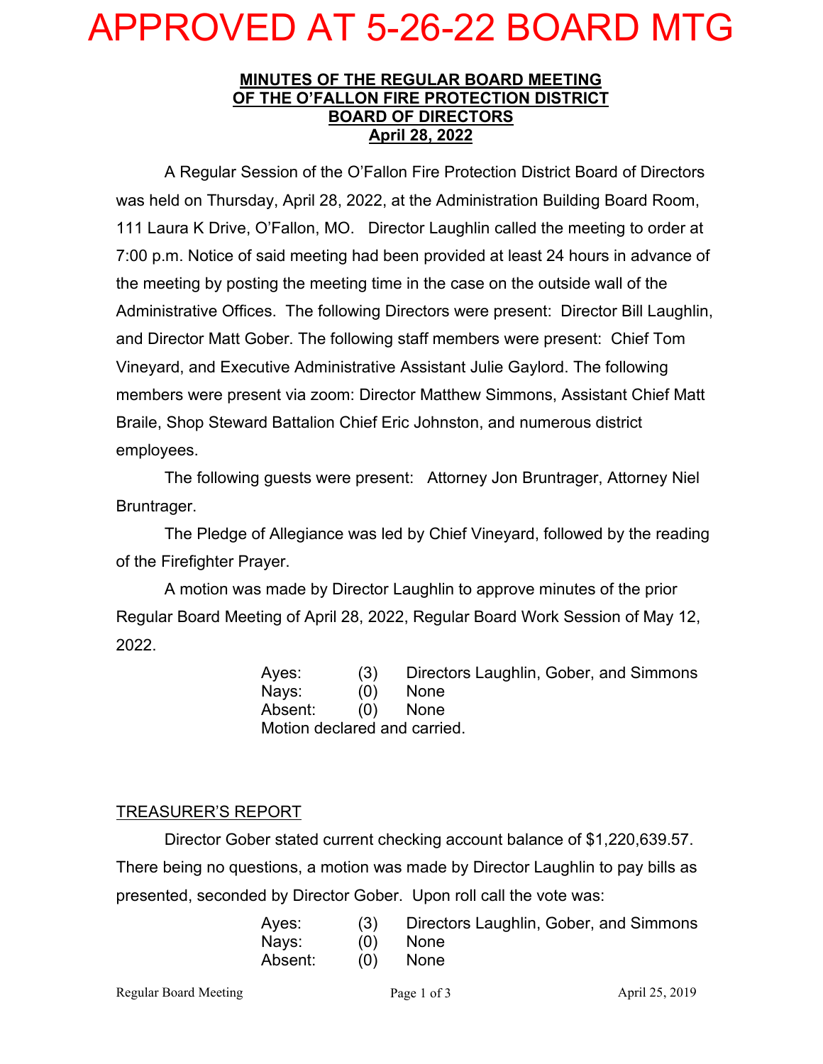# APPROVED AT 5-26-22 BOARD MTG

**MINUTES OF THE REGULAR BOARD MEETING
OF THE O'FALLON FIRE PROTECTION DISTRICT
BOARD OF DIRECTORS
April 28, 2022**

A Regular Session of the O'Fallon Fire Protection District Board of Directors was held on Thursday, April 28, 2022, at the Administration Building Board Room, 111 Laura K Drive, O'Fallon, MO. Director Laughlin called the meeting to order at 7:00 p.m. Notice of said meeting had been provided at least 24 hours in advance of the meeting by posting the meeting time in the case on the outside wall of the Administrative Offices. The following Directors were present: Director Bill Laughlin, and Director Matt Gober. The following staff members were present: Chief Tom Vineyard, and Executive Administrative Assistant Julie Gaylord. The following members were present via zoom: Director Matthew Simmons, Assistant Chief Matt Braile, Shop Steward Battalion Chief Eric Johnston, and numerous district employees.

The following guests were present: Attorney Jon Bruntrager, Attorney Niel Bruntrager.

The Pledge of Allegiance was led by Chief Vineyard, followed by the reading of the Firefighter Prayer.

A motion was made by Director Laughlin to approve minutes of the prior Regular Board Meeting of April 28, 2022, Regular Board Work Session of May 12, 2022.

| | | |
|---|---|---|
| Ayes: | (3) | Directors Laughlin, Gober, and Simmons |
| Nays: | (0) | None |
| Absent: | (0) | None |

Motion declared and carried.

<u>TREASURER'S REPORT</u>

Director Gober stated current checking account balance of $1,220,639.57. There being no questions, a motion was made by Director Laughlin to pay bills as presented, seconded by Director Gober. Upon roll call the vote was:

| | | |
|---|---|---|
| Ayes: | (3) | Directors Laughlin, Gober, and Simmons |
| Nays: | (0) | None |
| Absent: | (0) | None |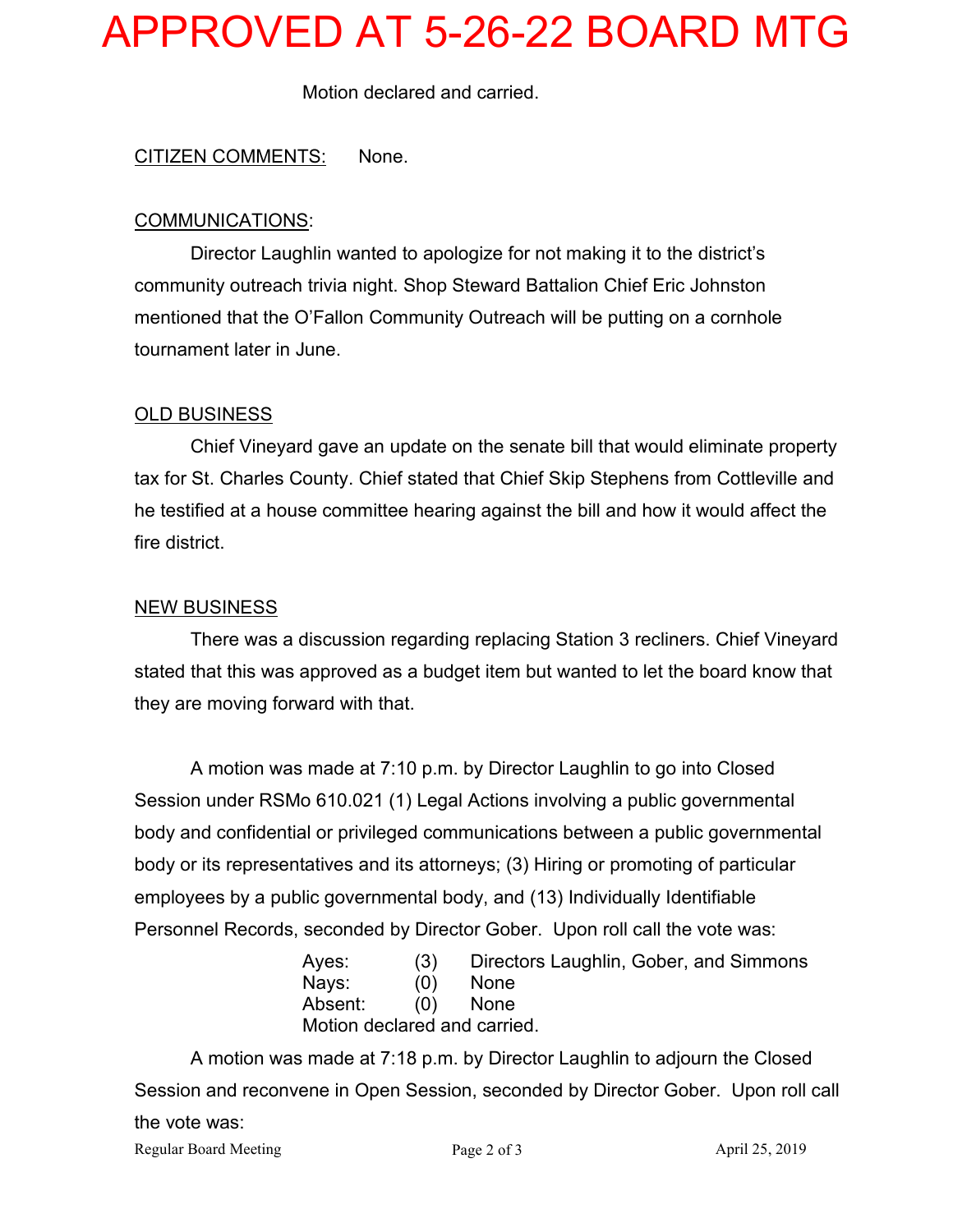APPROVED AT 5-26-22 BOARD MTG

Motion declared and carried.

CITIZEN COMMENTS: None.

COMMUNICATIONS:

Director Laughlin wanted to apologize for not making it to the district's community outreach trivia night. Shop Steward Battalion Chief Eric Johnston mentioned that the O'Fallon Community Outreach will be putting on a cornhole tournament later in June.

OLD BUSINESS

Chief Vineyard gave an update on the senate bill that would eliminate property tax for St. Charles County. Chief stated that Chief Skip Stephens from Cottleville and he testified at a house committee hearing against the bill and how it would affect the fire district.

NEW BUSINESS

There was a discussion regarding replacing Station 3 recliners. Chief Vineyard stated that this was approved as a budget item but wanted to let the board know that they are moving forward with that.

A motion was made at 7:10 p.m. by Director Laughlin to go into Closed Session under RSMo 610.021 (1) Legal Actions involving a public governmental body and confidential or privileged communications between a public governmental body or its representatives and its attorneys; (3) Hiring or promoting of particular employees by a public governmental body, and (13) Individually Identifiable Personnel Records, seconded by Director Gober. Upon roll call the vote was:

| | | |
|---|---|---|
| Ayes: | (3) | Directors Laughlin, Gober, and Simmons |
| Nays: | (0) | None |
| Absent: | (0) | None |

Motion declared and carried.

A motion was made at 7:18 p.m. by Director Laughlin to adjourn the Closed Session and reconvene in Open Session, seconded by Director Gober. Upon roll call the vote was: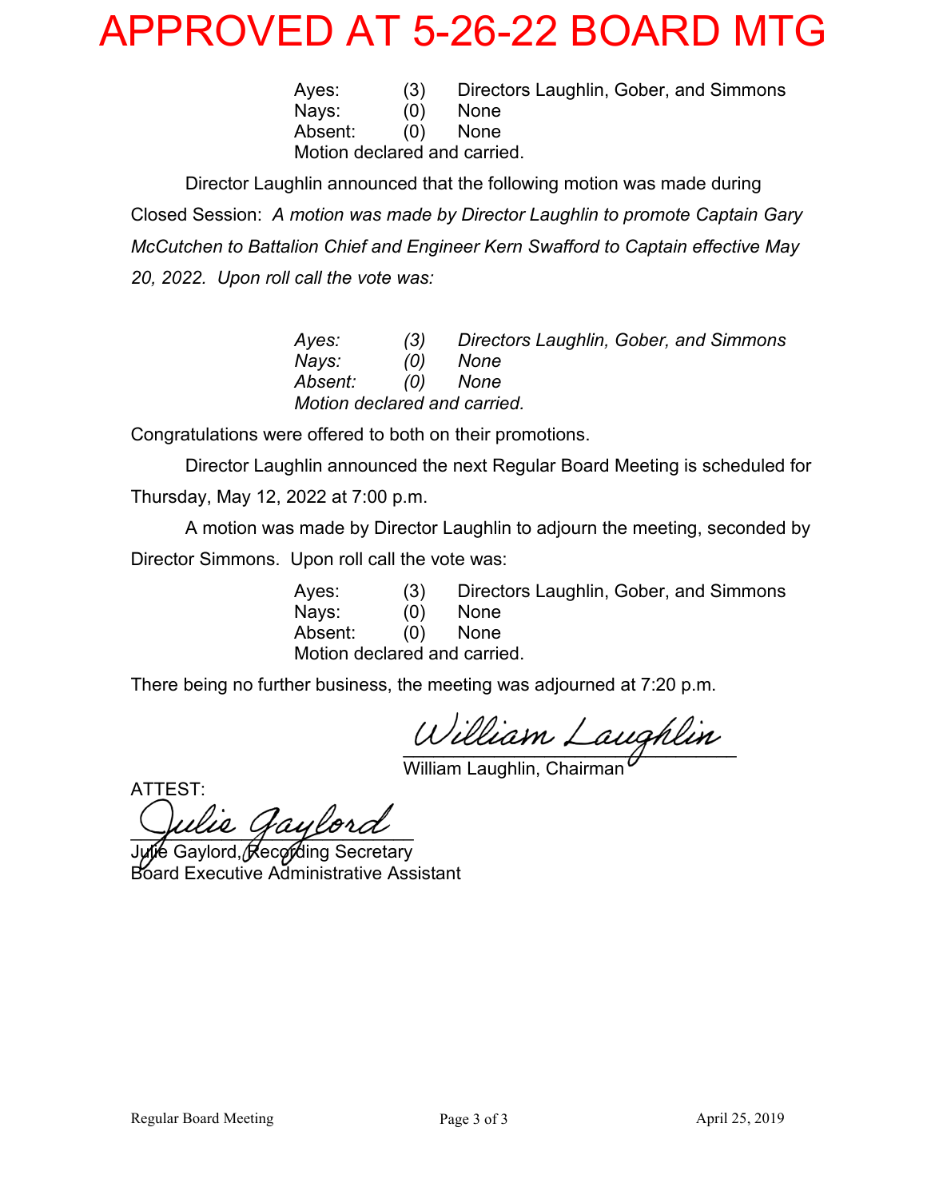APPROVED AT 5-26-22 BOARD MTG

| | | |
|---|---|---|
| Ayes: | (3) | Directors Laughlin, Gober, and Simmons |
| Nays: | (0) | None |
| Absent: | (0) | None |

Motion declared and carried.

Director Laughlin announced that the following motion was made during Closed Session: *A motion was made by Director Laughlin to promote Captain Gary McCutchen to Battalion Chief and Engineer Kern Swafford to Captain effective May 20, 2022. Upon roll call the vote was:*

| | | |
|---|---|---|
| *Ayes:* | *(3)* | *Directors Laughlin, Gober, and Simmons* |
| *Nays:* | *(0)* | *None* |
| *Absent:* | *(0)* | *None* |

*Motion declared and carried.*

Congratulations were offered to both on their promotions.

Director Laughlin announced the next Regular Board Meeting is scheduled for Thursday, May 12, 2022 at 7:00 p.m.

A motion was made by Director Laughlin to adjourn the meeting, seconded by Director Simmons. Upon roll call the vote was:

| | | |
|---|---|---|
| Ayes: | (3) | Directors Laughlin, Gober, and Simmons |
| Nays: | (0) | None |
| Absent: | (0) | None |

Motion declared and carried.

There being no further business, the meeting was adjourned at 7:20 p.m.

William Laughlin
William Laughlin, Chairman

ATTEST:

Julie Gaylord
Julie Gaylord, Recording Secretary
Board Executive Administrative Assistant